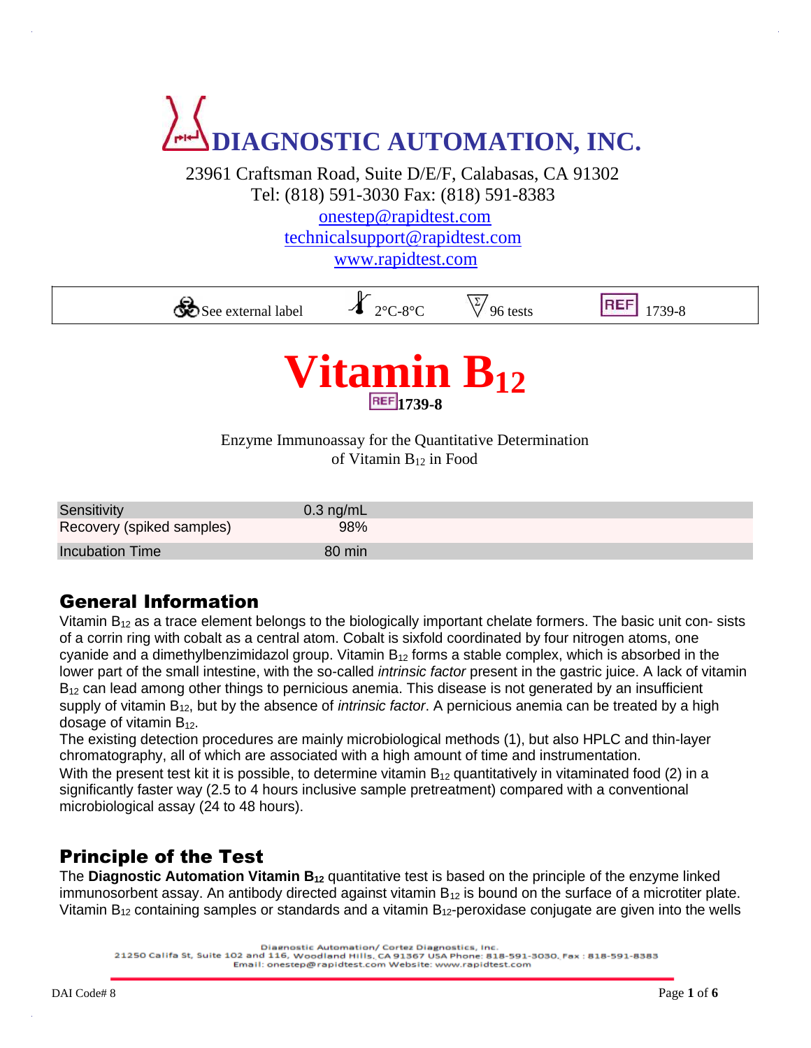# DIAGNOSTIC AUTOMATION, INC.

23961 Craftsman Road, Suite D/E/F, Calabasas, CA 91302
Tel: (818) 591-3030 Fax: (818) 591-8383
onestep@rapidtest.com
technicalsupport@rapidtest.com
www.rapidtest.com

| | | | |
|---|---|---|---|
| See external label | 2°C-8°C | 96 tests | REF 1739-8 |

# Vitamin $B_{12}$

REF **1739-8**

Enzyme Immunoassay for the Quantitative Determination of Vitamin $B_{12}$ in Food

| | |
|---|---|
| Sensitivity | 0.3 ng/mL |
| Recovery (spiked samples) | 98% |
| Incubation Time | 80 min |

## General Information

Vitamin $B_{12}$ as a trace element belongs to the biologically important chelate formers. The basic unit con- sists of a corrin ring with cobalt as a central atom. Cobalt is sixfold coordinated by four nitrogen atoms, one cyanide and a dimethylbenzimidazol group. Vitamin $B_{12}$ forms a stable complex, which is absorbed in the lower part of the small intestine, with the so-called *intrinsic factor* present in the gastric juice. A lack of vitamin $B_{12}$ can lead among other things to pernicious anemia. This disease is not generated by an insufficient supply of vitamin $B_{12}$, but by the absence of *intrinsic factor*. A pernicious anemia can be treated by a high dosage of vitamin $B_{12}$.

The existing detection procedures are mainly microbiological methods (1), but also HPLC and thin-layer chromatography, all of which are associated with a high amount of time and instrumentation.

With the present test kit it is possible, to determine vitamin $B_{12}$ quantitatively in vitaminated food (2) in a significantly faster way (2.5 to 4 hours inclusive sample pretreatment) compared with a conventional microbiological assay (24 to 48 hours).

## Principle of the Test

The **Diagnostic Automation Vitamin $B_{12}$** quantitative test is based on the principle of the enzyme linked immunosorbent assay. An antibody directed against vitamin $B_{12}$ is bound on the surface of a microtiter plate. Vitamin $B_{12}$ containing samples or standards and a vitamin $B_{12}$-peroxidase conjugate are given into the wells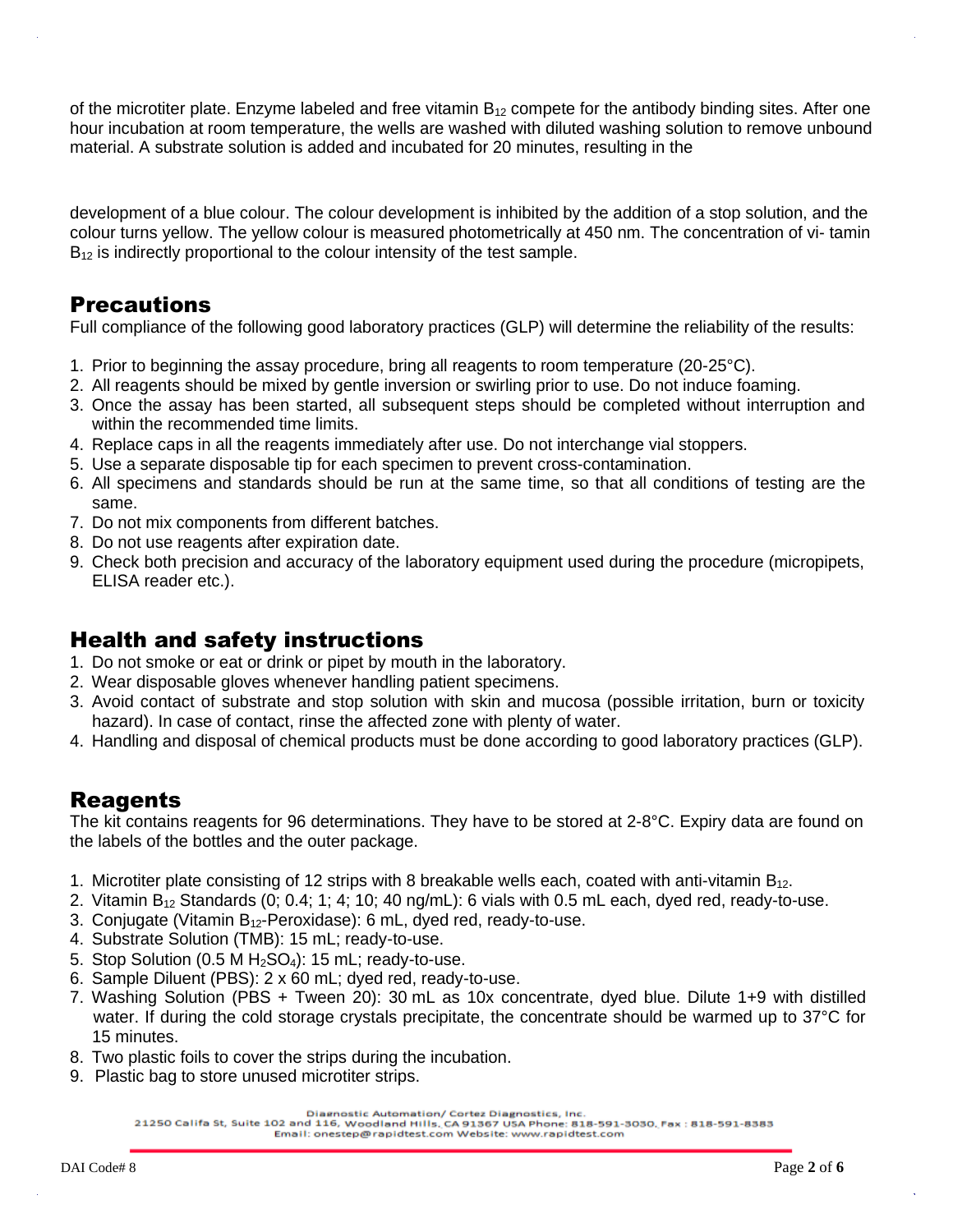of the microtiter plate. Enzyme labeled and free vitamin $B_{12}$ compete for the antibody binding sites. After one hour incubation at room temperature, the wells are washed with diluted washing solution to remove unbound material. A substrate solution is added and incubated for 20 minutes, resulting in the

development of a blue colour. The colour development is inhibited by the addition of a stop solution, and the colour turns yellow. The yellow colour is measured photometrically at 450 nm. The concentration of vi- tamin $B_{12}$ is indirectly proportional to the colour intensity of the test sample.

## Precautions

Full compliance of the following good laboratory practices (GLP) will determine the reliability of the results:

1. Prior to beginning the assay procedure, bring all reagents to room temperature (20-25°C).
2. All reagents should be mixed by gentle inversion or swirling prior to use. Do not induce foaming.
3. Once the assay has been started, all subsequent steps should be completed without interruption and within the recommended time limits.
4. Replace caps in all the reagents immediately after use. Do not interchange vial stoppers.
5. Use a separate disposable tip for each specimen to prevent cross-contamination.
6. All specimens and standards should be run at the same time, so that all conditions of testing are the same.
7. Do not mix components from different batches.
8. Do not use reagents after expiration date.
9. Check both precision and accuracy of the laboratory equipment used during the procedure (micropipets, ELISA reader etc.).

## Health and safety instructions

1. Do not smoke or eat or drink or pipet by mouth in the laboratory.
2. Wear disposable gloves whenever handling patient specimens.
3. Avoid contact of substrate and stop solution with skin and mucosa (possible irritation, burn or toxicity hazard). In case of contact, rinse the affected zone with plenty of water.
4. Handling and disposal of chemical products must be done according to good laboratory practices (GLP).

## Reagents

The kit contains reagents for 96 determinations. They have to be stored at 2-8°C. Expiry data are found on the labels of the bottles and the outer package.

1. Microtiter plate consisting of 12 strips with 8 breakable wells each, coated with anti-vitamin $B_{12}$.
2. Vitamin $B_{12}$ Standards (0; 0.4; 1; 4; 10; 40 ng/mL): 6 vials with 0.5 mL each, dyed red, ready-to-use.
3. Conjugate (Vitamin $B_{12}$-Peroxidase): 6 mL, dyed red, ready-to-use.
4. Substrate Solution (TMB): 15 mL; ready-to-use.
5. Stop Solution (0.5 M $H_2SO_4$): 15 mL; ready-to-use.
6. Sample Diluent (PBS): 2 x 60 mL; dyed red, ready-to-use.
7. Washing Solution (PBS + Tween 20): 30 mL as 10x concentrate, dyed blue. Dilute 1+9 with distilled water. If during the cold storage crystals precipitate, the concentrate should be warmed up to 37°C for 15 minutes.
8. Two plastic foils to cover the strips during the incubation.
9. Plastic bag to store unused microtiter strips.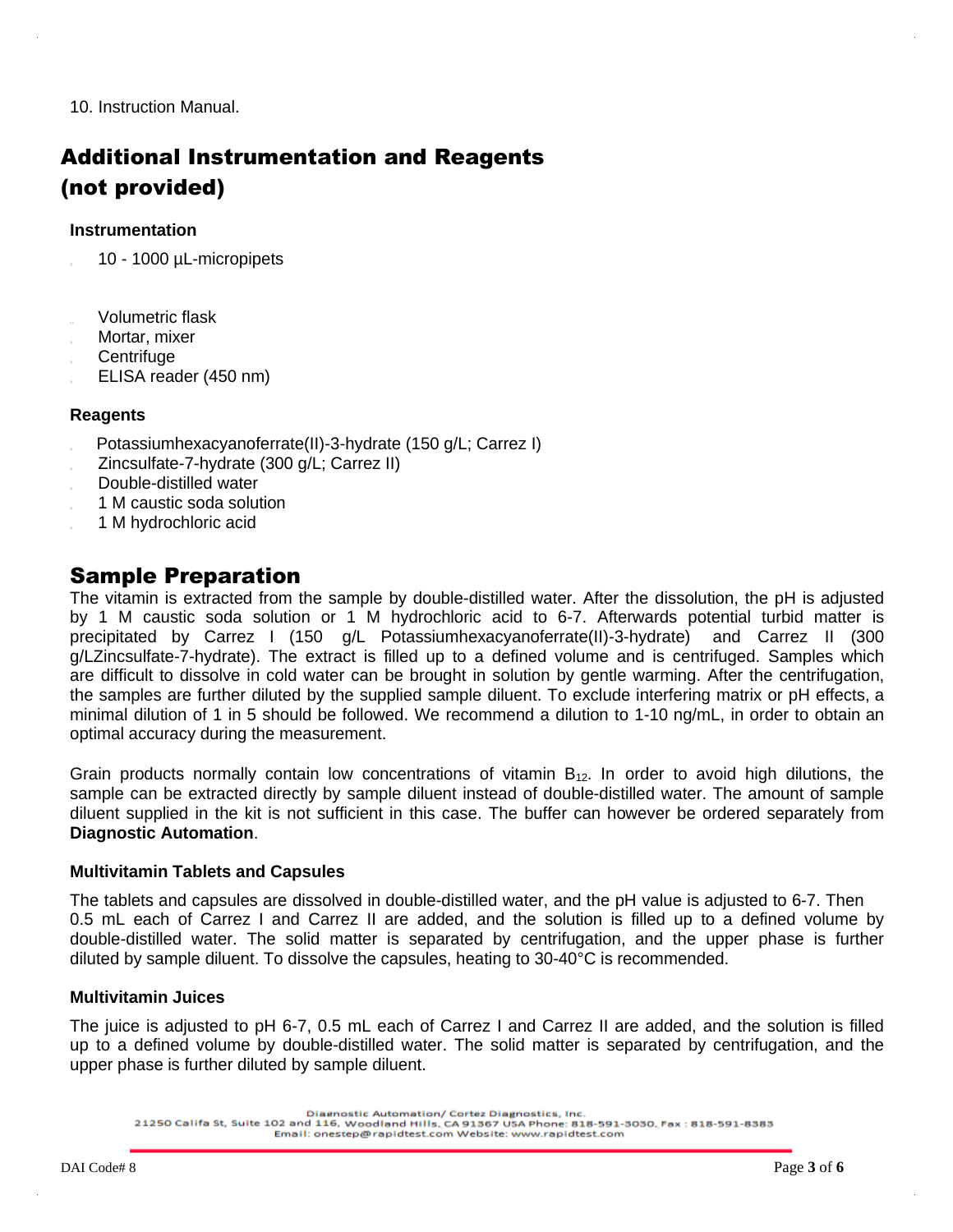10. Instruction Manual.

## Additional Instrumentation and Reagents (not provided)

### Instrumentation

- 10 - 1000 µL-micropipets
- Volumetric flask
- Mortar, mixer
- Centrifuge
- ELISA reader (450 nm)

### Reagents

- Potassiumhexacyanoferrate(II)-3-hydrate (150 g/L; Carrez I)
- Zincsulfate-7-hydrate (300 g/L; Carrez II)
- Double-distilled water
- 1 M caustic soda solution
- 1 M hydrochloric acid

## Sample Preparation

The vitamin is extracted from the sample by double-distilled water. After the dissolution, the pH is adjusted by 1 M caustic soda solution or 1 M hydrochloric acid to 6-7. Afterwards potential turbid matter is precipitated by Carrez I (150 g/L Potassiumhexacyanoferrate(II)-3-hydrate) and Carrez II (300 g/LZincsulfate-7-hydrate). The extract is filled up to a defined volume and is centrifuged. Samples which are difficult to dissolve in cold water can be brought in solution by gentle warming. After the centrifugation, the samples are further diluted by the supplied sample diluent. To exclude interfering matrix or pH effects, a minimal dilution of 1 in 5 should be followed. We recommend a dilution to 1-10 ng/mL, in order to obtain an optimal accuracy during the measurement.

Grain products normally contain low concentrations of vitamin $B_{12}$. In order to avoid high dilutions, the sample can be extracted directly by sample diluent instead of double-distilled water. The amount of sample diluent supplied in the kit is not sufficient in this case. The buffer can however be ordered separately from **Diagnostic Automation**.

### Multivitamin Tablets and Capsules

The tablets and capsules are dissolved in double-distilled water, and the pH value is adjusted to 6-7. Then 0.5 mL each of Carrez I and Carrez II are added, and the solution is filled up to a defined volume by double-distilled water. The solid matter is separated by centrifugation, and the upper phase is further diluted by sample diluent. To dissolve the capsules, heating to 30-40°C is recommended.

### Multivitamin Juices

The juice is adjusted to pH 6-7, 0.5 mL each of Carrez I and Carrez II are added, and the solution is filled up to a defined volume by double-distilled water. The solid matter is separated by centrifugation, and the upper phase is further diluted by sample diluent.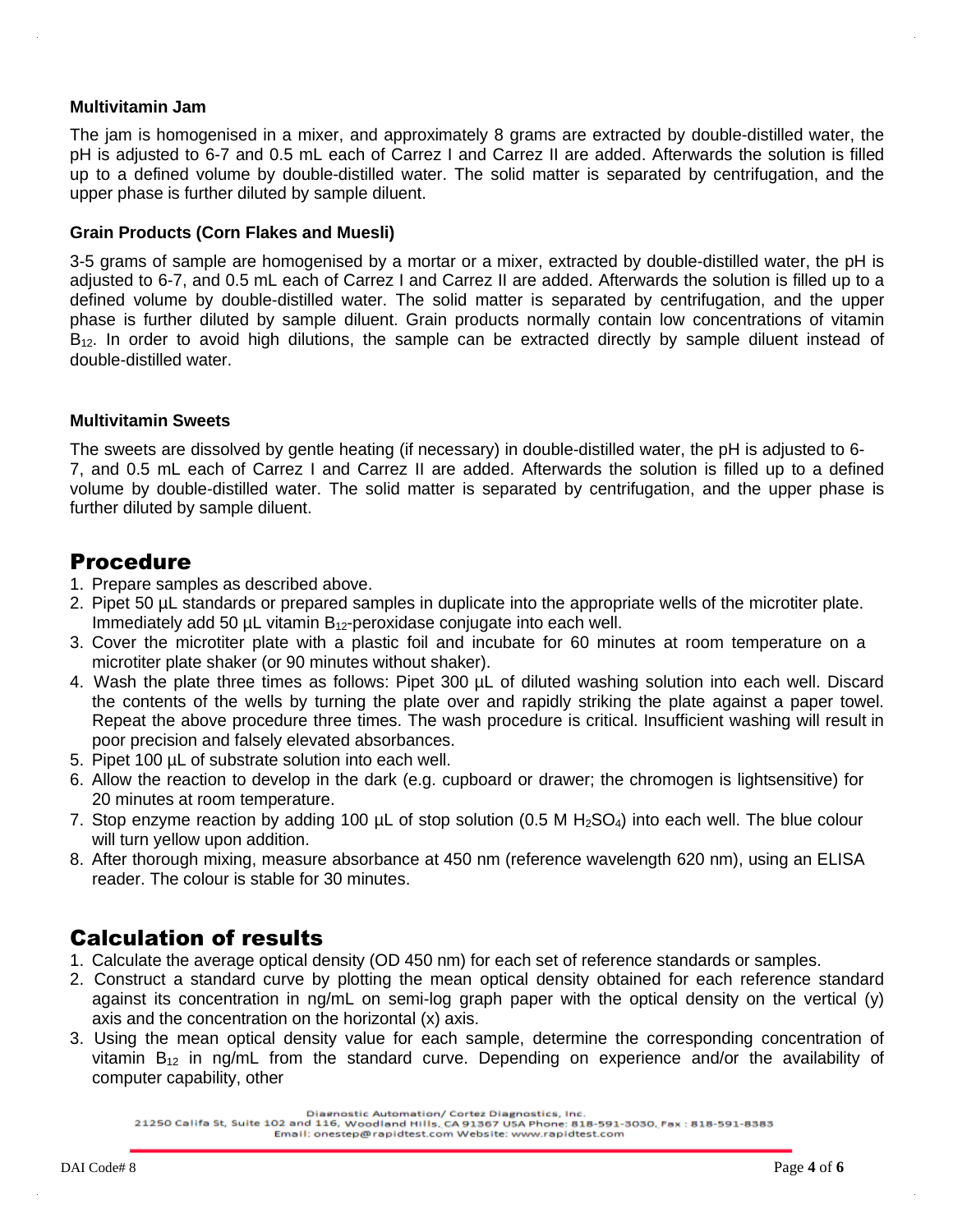### Multivitamin Jam

The jam is homogenised in a mixer, and approximately 8 grams are extracted by double-distilled water, the pH is adjusted to 6-7 and 0.5 mL each of Carrez I and Carrez II are added. Afterwards the solution is filled up to a defined volume by double-distilled water. The solid matter is separated by centrifugation, and the upper phase is further diluted by sample diluent.

### Grain Products (Corn Flakes and Muesli)

3-5 grams of sample are homogenised by a mortar or a mixer, extracted by double-distilled water, the pH is adjusted to 6-7, and 0.5 mL each of Carrez I and Carrez II are added. Afterwards the solution is filled up to a defined volume by double-distilled water. The solid matter is separated by centrifugation, and the upper phase is further diluted by sample diluent. Grain products normally contain low concentrations of vitamin $B_{12}$. In order to avoid high dilutions, the sample can be extracted directly by sample diluent instead of double-distilled water.

### Multivitamin Sweets

The sweets are dissolved by gentle heating (if necessary) in double-distilled water, the pH is adjusted to 6-7, and 0.5 mL each of Carrez I and Carrez II are added. Afterwards the solution is filled up to a defined volume by double-distilled water. The solid matter is separated by centrifugation, and the upper phase is further diluted by sample diluent.

## Procedure

1. Prepare samples as described above.
2. Pipet 50 µL standards or prepared samples in duplicate into the appropriate wells of the microtiter plate. Immediately add 50 µL vitamin $B_{12}$-peroxidase conjugate into each well.
3. Cover the microtiter plate with a plastic foil and incubate for 60 minutes at room temperature on a microtiter plate shaker (or 90 minutes without shaker).
4. Wash the plate three times as follows: Pipet 300 µL of diluted washing solution into each well. Discard the contents of the wells by turning the plate over and rapidly striking the plate against a paper towel. Repeat the above procedure three times. The wash procedure is critical. Insufficient washing will result in poor precision and falsely elevated absorbances.
5. Pipet 100 µL of substrate solution into each well.
6. Allow the reaction to develop in the dark (e.g. cupboard or drawer; the chromogen is lightsensitive) for 20 minutes at room temperature.
7. Stop enzyme reaction by adding 100 µL of stop solution (0.5 M $H_2SO_4$) into each well. The blue colour will turn yellow upon addition.
8. After thorough mixing, measure absorbance at 450 nm (reference wavelength 620 nm), using an ELISA reader. The colour is stable for 30 minutes.

## Calculation of results

1. Calculate the average optical density (OD 450 nm) for each set of reference standards or samples.
2. Construct a standard curve by plotting the mean optical density obtained for each reference standard against its concentration in ng/mL on semi-log graph paper with the optical density on the vertical (y) axis and the concentration on the horizontal (x) axis.
3. Using the mean optical density value for each sample, determine the corresponding concentration of vitamin $B_{12}$ in ng/mL from the standard curve. Depending on experience and/or the availability of computer capability, other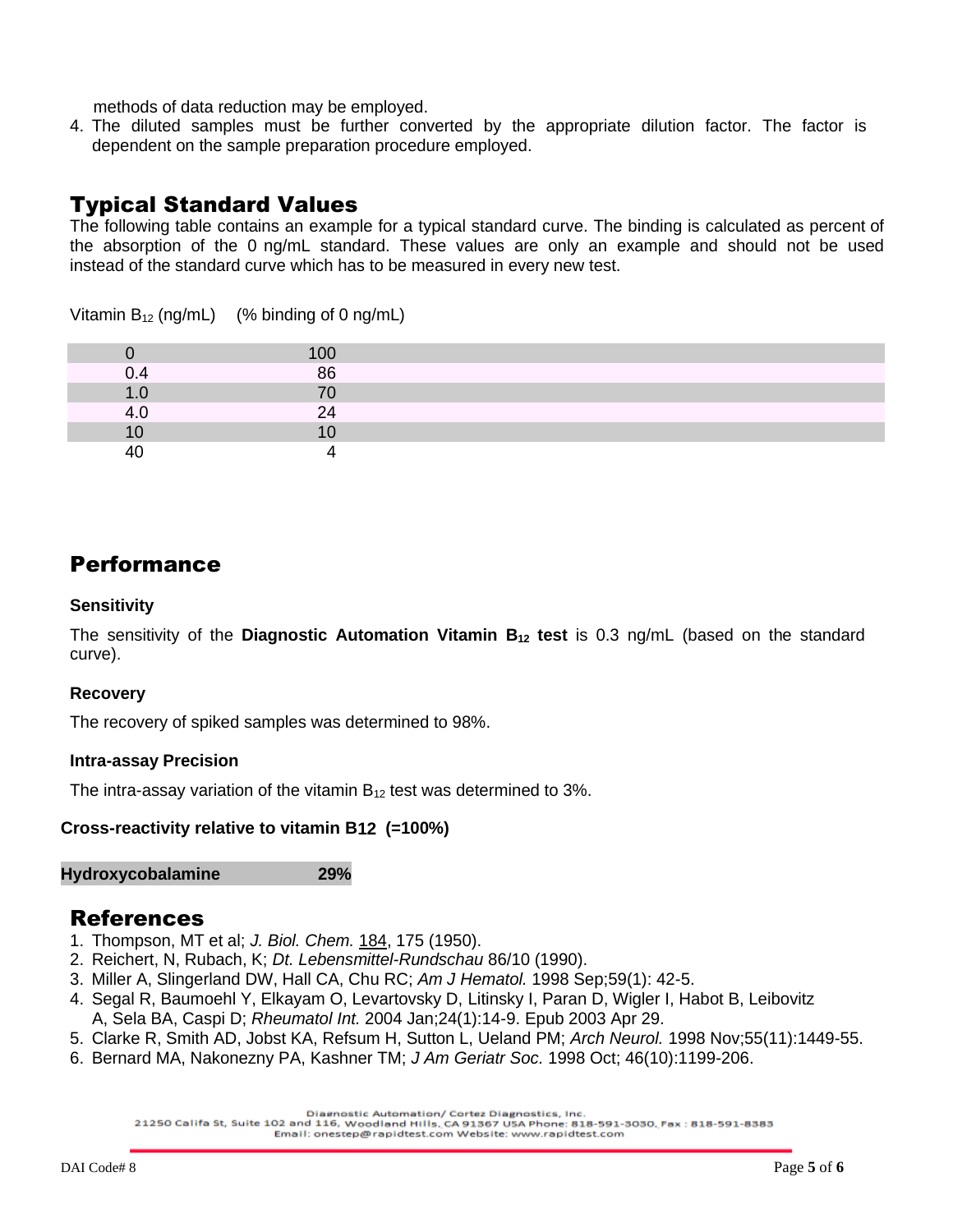methods of data reduction may be employed.

4. The diluted samples must be further converted by the appropriate dilution factor. The factor is dependent on the sample preparation procedure employed.

## Typical Standard Values

The following table contains an example for a typical standard curve. The binding is calculated as percent of the absorption of the 0 ng/mL standard. These values are only an example and should not be used instead of the standard curve which has to be measured in every new test.

| Vitamin $B_{12}$ (ng/mL) | (% binding of 0 ng/mL) |
|---|---|
| 0 | 100 |
| 0.4 | 86 |
| 1.0 | 70 |
| 4.0 | 24 |
| 10 | 10 |
| 40 | 4 |

## Performance

### Sensitivity

The sensitivity of the **Diagnostic Automation Vitamin $B_{12}$ test** is 0.3 ng/mL (based on the standard curve).

### Recovery

The recovery of spiked samples was determined to 98%.

### Intra-assay Precision

The intra-assay variation of the vitamin $B_{12}$ test was determined to 3%.

### Cross-reactivity relative to vitamin B12 (=100%)

| | |
|---|---|
| **Hydroxycobalamine** | **29%** |

## References

1. Thompson, MT et al; *J. Biol. Chem.* 184, 175 (1950).
2. Reichert, N, Rubach, K; *Dt. Lebensmittel-Rundschau* 86/10 (1990).
3. Miller A, Slingerland DW, Hall CA, Chu RC; *Am J Hematol.* 1998 Sep;59(1): 42-5.
4. Segal R, Baumoehl Y, Elkayam O, Levartovsky D, Litinsky I, Paran D, Wigler I, Habot B, Leibovitz A, Sela BA, Caspi D; *Rheumatol Int.* 2004 Jan;24(1):14-9. Epub 2003 Apr 29.
5. Clarke R, Smith AD, Jobst KA, Refsum H, Sutton L, Ueland PM; *Arch Neurol.* 1998 Nov;55(11):1449-55.
6. Bernard MA, Nakonezny PA, Kashner TM; *J Am Geriatr Soc.* 1998 Oct; 46(10):1199-206.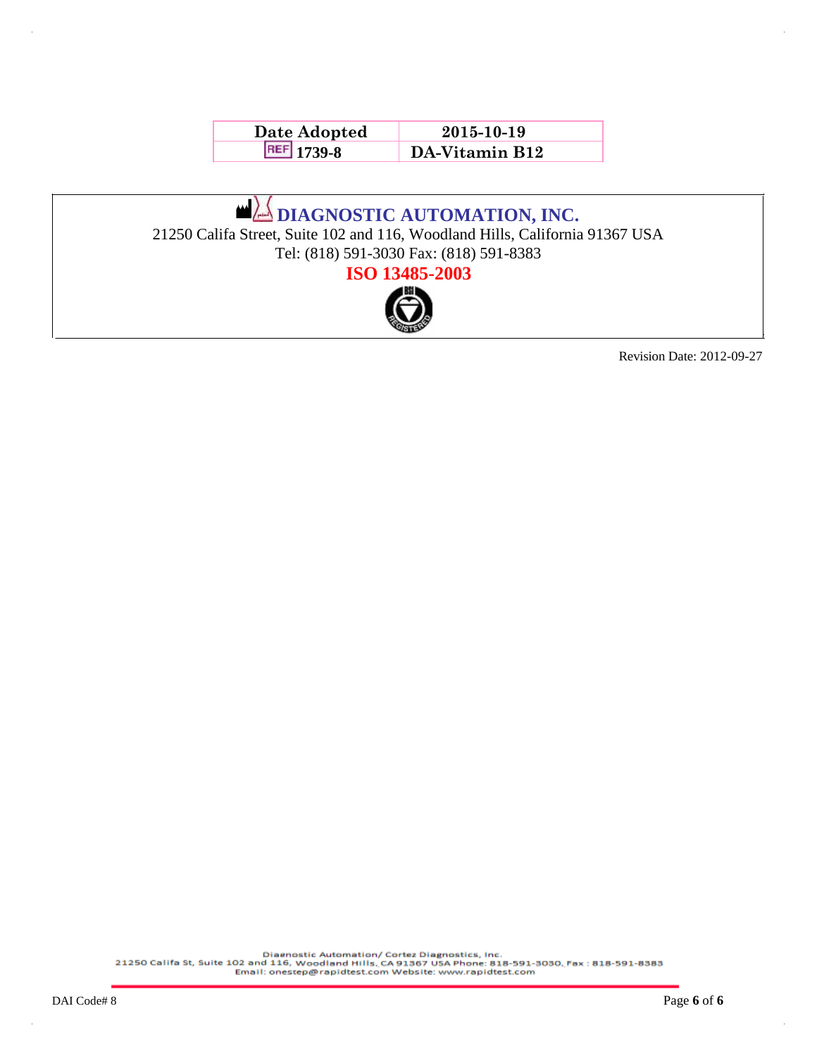| | |
|---|---|
| Date Adopted | 2015-10-19 |
| REF 1739-8 | DA-Vitamin B12 |

**DIAGNOSTIC AUTOMATION, INC.**

21250 Califa Street, Suite 102 and 116, Woodland Hills, California 91367 USA

Tel: (818) 591-3030 Fax: (818) 591-8383

**ISO 13485-2003**

Revision Date: 2012-09-27

Diagnostic Automation/ Cortez Diagnostics, Inc.
21250 Califa St, Suite 102 and 116, Woodland Hills, CA 91367 USA Phone: 818-591-3030, Fax : 818-591-8383
Email: onestep@rapidtest.com Website: www.rapidtest.com

DAI Code# 8